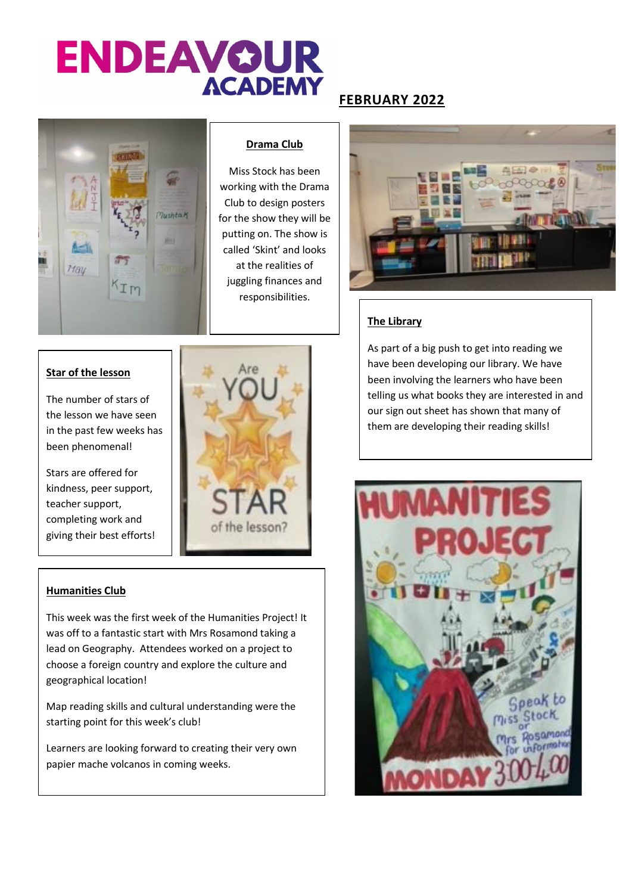# ENDEAVOUR ACADEMY

**FEBRUARY 2022**

## Drama Club

Miss Stock has been working with the Drama Club to design posters for the show they will be putting on. The show is called 'Skint' and looks at the realities of juggling finances and responsibilities.

## The Library

As part of a big push to get into reading we have been developing our library. We have been involving the learners who have been telling us what books they are interested in and our sign out sheet has shown that many of them are developing their reading skills!

## Star of the lesson

The number of stars of the lesson we have seen in the past few weeks has been phenomenal!

Stars are offered for kindness, peer support, teacher support, completing work and giving their best efforts!

## Humanities Club

This week was the first week of the Humanities Project! It was off to a fantastic start with Mrs Rosamond taking a lead on Geography. Attendees worked on a project to choose a foreign country and explore the culture and geographical location!

Map reading skills and cultural understanding were the starting point for this week's club!

Learners are looking forward to creating their very own papier mache volcanos in coming weeks.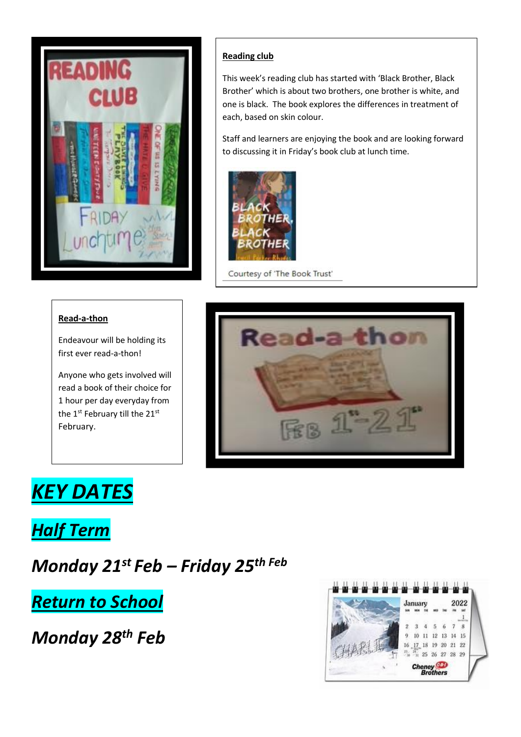**Reading club**

This week's reading club has started with 'Black Brother, Black Brother' which is about two brothers, one brother is white, and one is black. The book explores the differences in treatment of each, based on skin colour.

Staff and learners are enjoying the book and are looking forward to discussing it in Friday's book club at lunch time.

Courtesy of 'The Book Trust'

**Read-a-thon**

Endeavour will be holding its first ever read-a-thon!

Anyone who gets involved will read a book of their choice for 1 hour per day everyday from the 1st February till the 21st February.

# ***KEY DATES***

## ***Half Term***

***Monday 21st Feb – Friday 25th Feb***

## ***Return to School***

***Monday 28th Feb***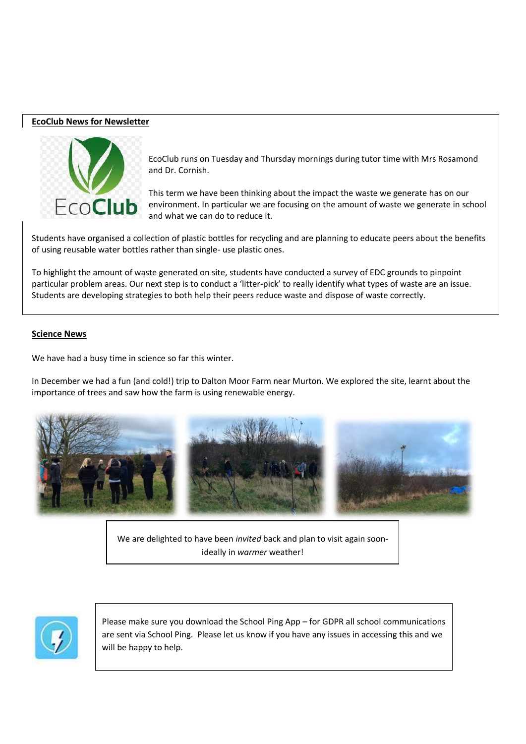**EcoClub News for Newsletter**

EcoClub runs on Tuesday and Thursday mornings during tutor time with Mrs Rosamond and Dr. Cornish.

This term we have been thinking about the impact the waste we generate has on our environment. In particular we are focusing on the amount of waste we generate in school and what we can do to reduce it.

Students have organised a collection of plastic bottles for recycling and are planning to educate peers about the benefits of using reusable water bottles rather than single- use plastic ones.

To highlight the amount of waste generated on site, students have conducted a survey of EDC grounds to pinpoint particular problem areas. Our next step is to conduct a 'litter-pick' to really identify what types of waste are an issue. Students are developing strategies to both help their peers reduce waste and dispose of waste correctly.

**Science News**

We have had a busy time in science so far this winter.

In December we had a fun (and cold!) trip to Dalton Moor Farm near Murton. We explored the site, learnt about the importance of trees and saw how the farm is using renewable energy.

We are delighted to have been *invited* back and plan to visit again soon- ideally in *warmer* weather!

Please make sure you download the School Ping App – for GDPR all school communications are sent via School Ping. Please let us know if you have any issues in accessing this and we will be happy to help.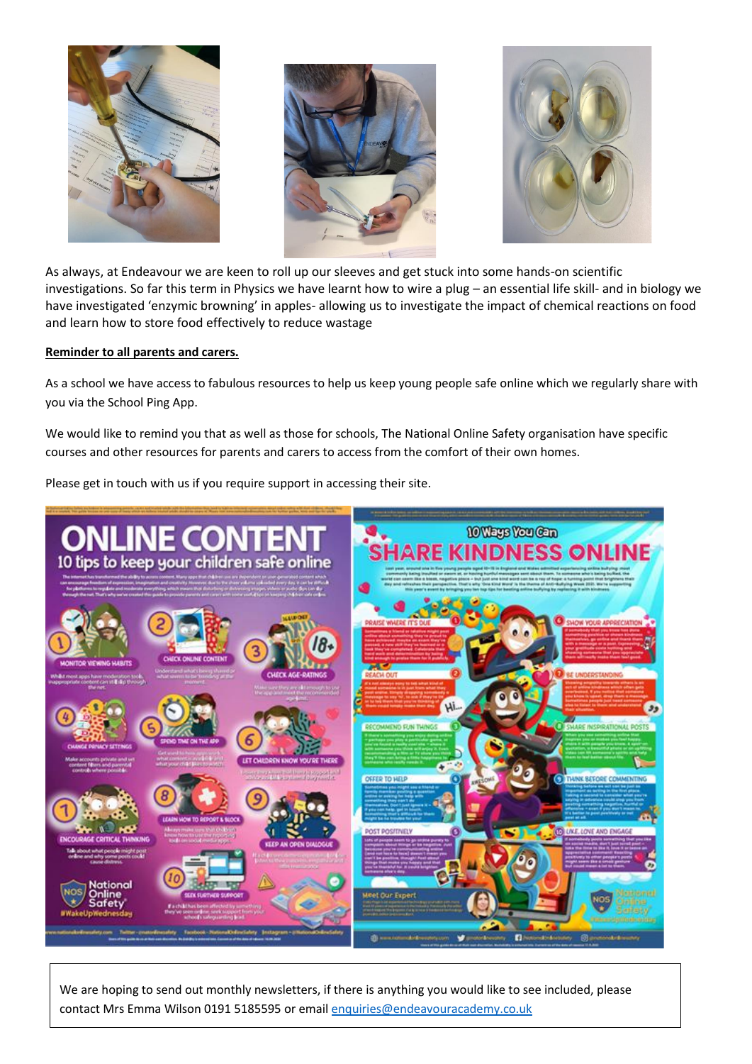As always, at Endeavour we are keen to roll up our sleeves and get stuck into some hands-on scientific investigations. So far this term in Physics we have learnt how to wire a plug – an essential life skill- and in biology we have investigated 'enzymic browning' in apples- allowing us to investigate the impact of chemical reactions on food and learn how to store food effectively to reduce wastage

**Reminder to all parents and carers.**

As a school we have access to fabulous resources to help us keep young people safe online which we regularly share with you via the School Ping App.

We would like to remind you that as well as those for schools, The National Online Safety organisation have specific courses and other resources for parents and carers to access from the comfort of their own homes.

Please get in touch with us if you require support in accessing their site.

We are hoping to send out monthly newsletters, if there is anything you would like to see included, please contact Mrs Emma Wilson 0191 5185595 or email enquiries@endeavouracademy.co.uk